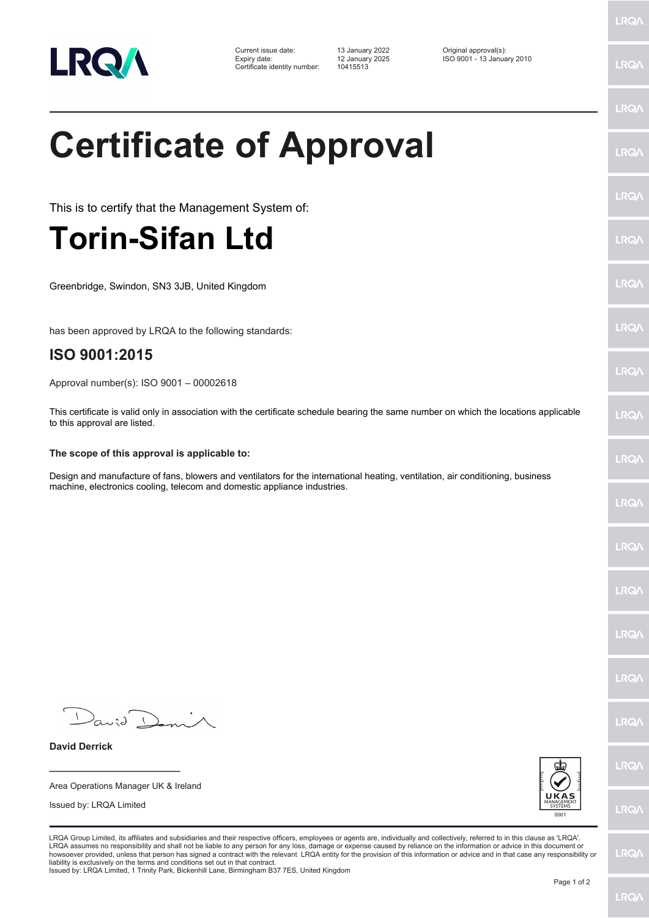LRQA

Current issue date: 13 January 2022
Expiry date: 12 January 2025
Certificate identity number: 10415513

Original approval(s):
ISO 9001 - 13 January 2010

# Certificate of Approval

This is to certify that the Management System of:

# Torin-Sifan Ltd

Greenbridge, Swindon, SN3 3JB, United Kingdom

has been approved by LRQA to the following standards:

## ISO 9001:2015

Approval number(s): ISO 9001 – 00002618

This certificate is valid only in association with the certificate schedule bearing the same number on which the locations applicable to this approval are listed.

**The scope of this approval is applicable to:**

Design and manufacture of fans, blowers and ventilators for the international heating, ventilation, air conditioning, business machine, electronics cooling, telecom and domestic appliance industries.

**David Derrick**

Area Operations Manager UK & Ireland

Issued by: LRQA Limited

UKAS MANAGEMENT SYSTEMS 0001

LRQA Group Limited, its affiliates and subsidiaries and their respective officers, employees or agents are, individually and collectively, referred to in this clause as 'LRQA'. LRQA assumes no responsibility and shall not be liable to any person for any loss, damage or expense caused by reliance on the information or advice in this document or howsoever provided, unless that person has signed a contract with the relevant LRQA entity for the provision of this information or advice and in that case any responsibility or liability is exclusively on the terms and conditions set out in that contract.
Issued by: LRQA Limited, 1 Trinity Park, Bickenhill Lane, Birmingham B37 7ES, United Kingdom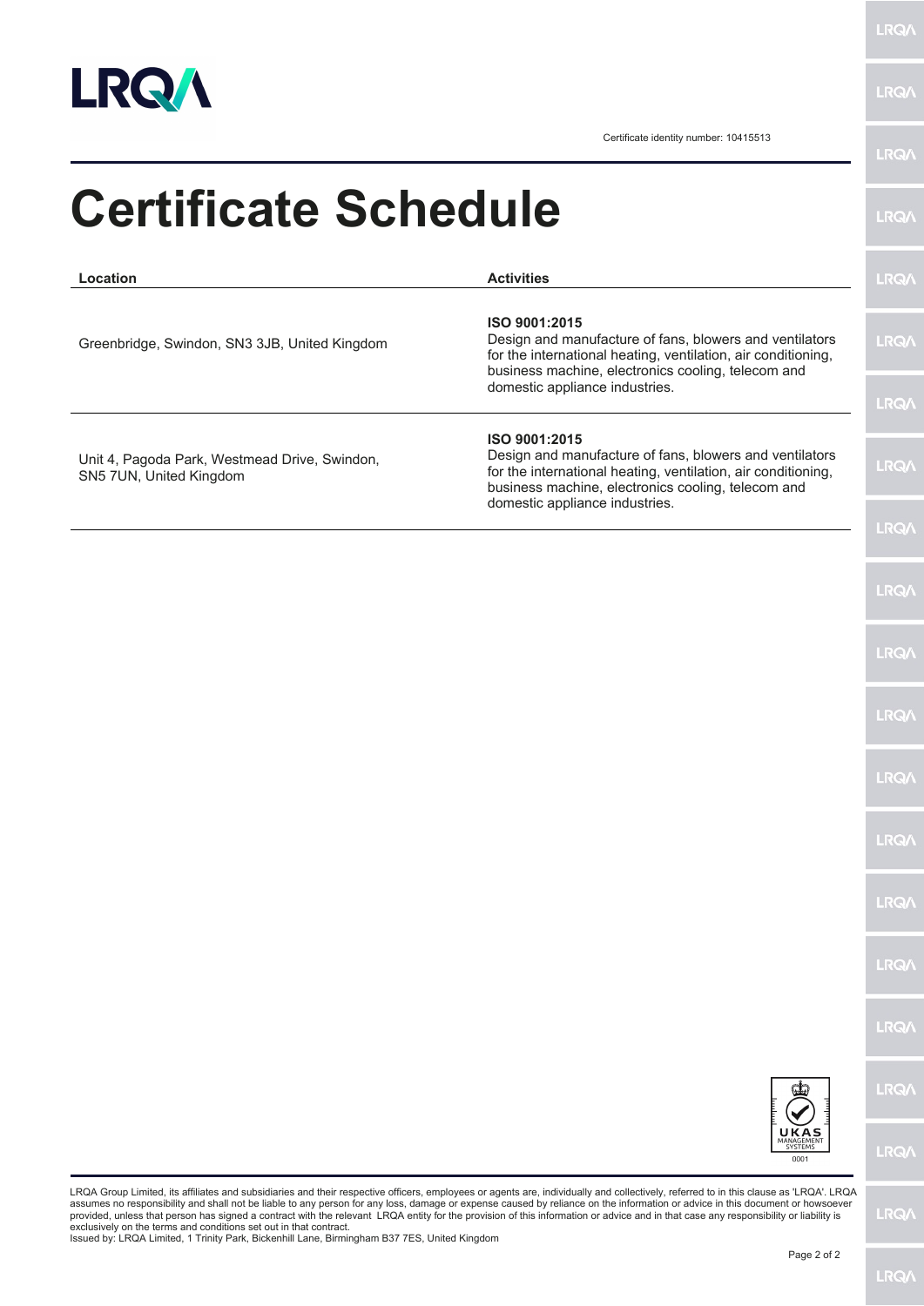Certificate identity number: 10415513

# Certificate Schedule

| Location | Activities |
|---|---|
| Greenbridge, Swindon, SN3 3JB, United Kingdom | **ISO 9001:2015**<br>Design and manufacture of fans, blowers and ventilators for the international heating, ventilation, air conditioning, business machine, electronics cooling, telecom and domestic appliance industries. |
| Unit 4, Pagoda Park, Westmead Drive, Swindon, SN5 7UN, United Kingdom | **ISO 9001:2015**<br>Design and manufacture of fans, blowers and ventilators for the international heating, ventilation, air conditioning, business machine, electronics cooling, telecom and domestic appliance industries. |

UKAS MANAGEMENT SYSTEMS 0001

LRQA Group Limited, its affiliates and subsidiaries and their respective officers, employees or agents are, individually and collectively, referred to in this clause as 'LRQA'. LRQA assumes no responsibility and shall not be liable to any person for any loss, damage or expense caused by reliance on the information or advice in this document or howsoever provided, unless that person has signed a contract with the relevant LRQA entity for the provision of this information or advice and in that case any responsibility or liability is exclusively on the terms and conditions set out in that contract.
Issued by: LRQA Limited, 1 Trinity Park, Bickenhill Lane, Birmingham B37 7ES, United Kingdom